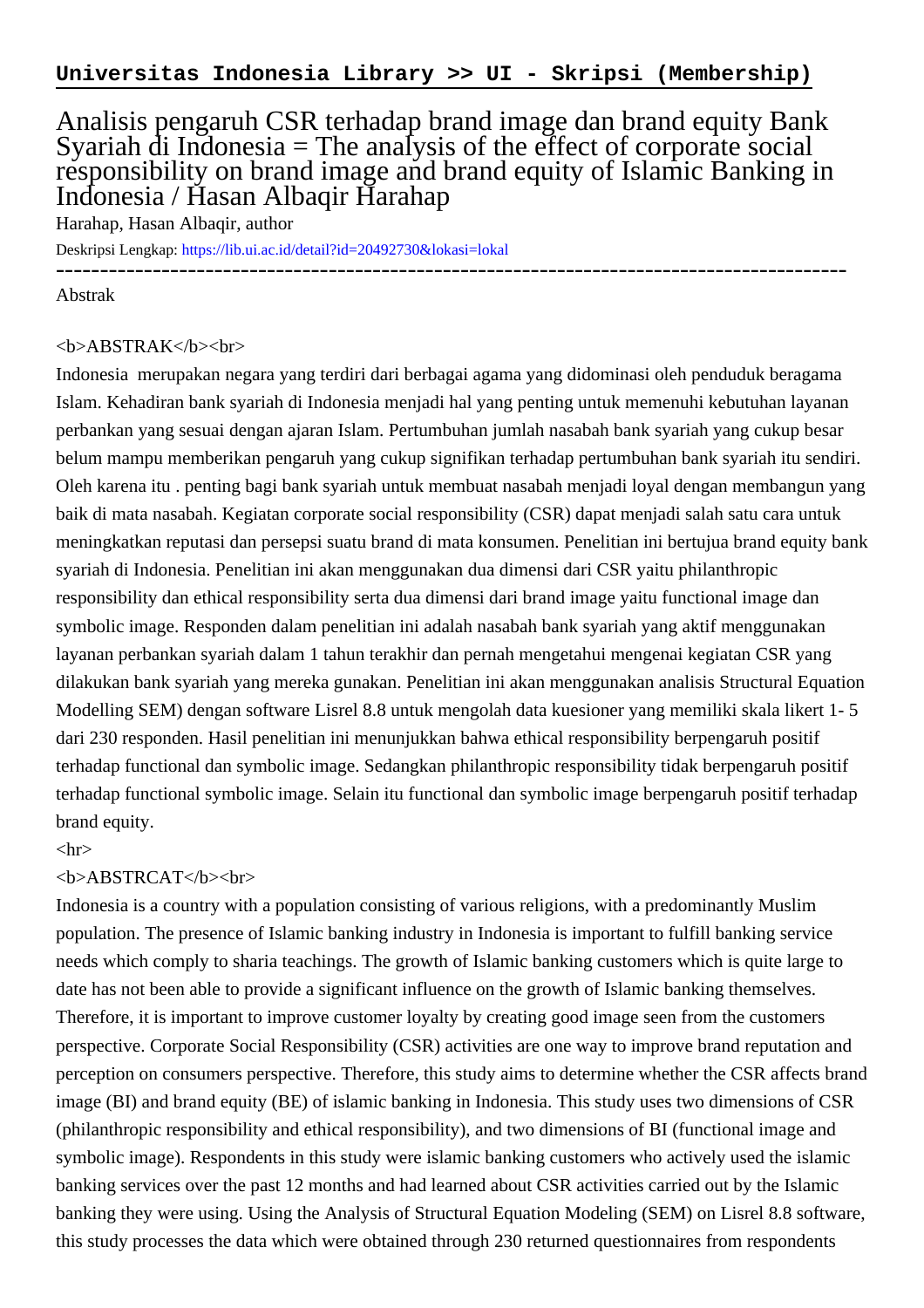**Universitas Indonesia Library >> UI - Skripsi (Membership)**

# Analisis pengaruh CSR terhadap brand image dan brand equity Bank Syariah di Indonesia = The analysis of the effect of corporate social responsibility on brand image and brand equity of Islamic Banking in Indonesia / Hasan Albaqir Harahap

Harahap, Hasan Albaqir, author

Deskripsi Lengkap: https://lib.ui.ac.id/detail?id=20492730&lokasi=lokal

------------------------------------------------------------------------------------------

Abstrak

<b>ABSTRAK</b><br>

Indonesia merupakan negara yang terdiri dari berbagai agama yang didominasi oleh penduduk beragama Islam. Kehadiran bank syariah di Indonesia menjadi hal yang penting untuk memenuhi kebutuhan layanan perbankan yang sesuai dengan ajaran Islam. Pertumbuhan jumlah nasabah bank syariah yang cukup besar belum mampu memberikan pengaruh yang cukup signifikan terhadap pertumbuhan bank syariah itu sendiri. Oleh karena itu . penting bagi bank syariah untuk membuat nasabah menjadi loyal dengan membangun yang baik di mata nasabah. Kegiatan corporate social responsibility (CSR) dapat menjadi salah satu cara untuk meningkatkan reputasi dan persepsi suatu brand di mata konsumen. Penelitian ini bertujua brand equity bank syariah di Indonesia. Penelitian ini akan menggunakan dua dimensi dari CSR yaitu philanthropic responsibility dan ethical responsibility serta dua dimensi dari brand image yaitu functional image dan symbolic image. Responden dalam penelitian ini adalah nasabah bank syariah yang aktif menggunakan layanan perbankan syariah dalam 1 tahun terakhir dan pernah mengetahui mengenai kegiatan CSR yang dilakukan bank syariah yang mereka gunakan. Penelitian ini akan menggunakan analisis Structural Equation Modelling SEM) dengan software Lisrel 8.8 untuk mengolah data kuesioner yang memiliki skala likert 1- 5 dari 230 responden. Hasil penelitian ini menunjukkan bahwa ethical responsibility berpengaruh positif terhadap functional dan symbolic image. Sedangkan philanthropic responsibility tidak berpengaruh positif terhadap functional symbolic image. Selain itu functional dan symbolic image berpengaruh positif terhadap brand equity.

<hr>

<b>ABSTRCAT</b><br>

Indonesia is a country with a population consisting of various religions, with a predominantly Muslim population. The presence of Islamic banking industry in Indonesia is important to fulfill banking service needs which comply to sharia teachings. The growth of Islamic banking customers which is quite large to date has not been able to provide a significant influence on the growth of Islamic banking themselves. Therefore, it is important to improve customer loyalty by creating good image seen from the customers perspective. Corporate Social Responsibility (CSR) activities are one way to improve brand reputation and perception on consumers perspective. Therefore, this study aims to determine whether the CSR affects brand image (BI) and brand equity (BE) of islamic banking in Indonesia. This study uses two dimensions of CSR (philanthropic responsibility and ethical responsibility), and two dimensions of BI (functional image and symbolic image). Respondents in this study were islamic banking customers who actively used the islamic banking services over the past 12 months and had learned about CSR activities carried out by the Islamic banking they were using. Using the Analysis of Structural Equation Modeling (SEM) on Lisrel 8.8 software, this study processes the data which were obtained through 230 returned questionnaires from respondents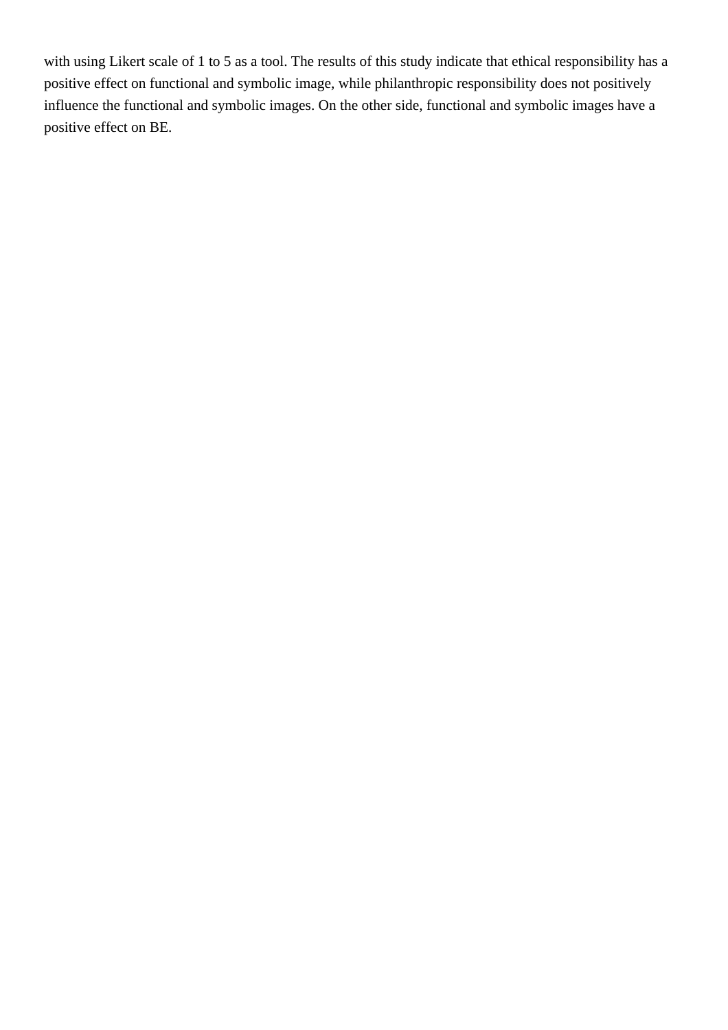with using Likert scale of 1 to 5 as a tool. The results of this study indicate that ethical responsibility has a positive effect on functional and symbolic image, while philanthropic responsibility does not positively influence the functional and symbolic images. On the other side, functional and symbolic images have a positive effect on BE.